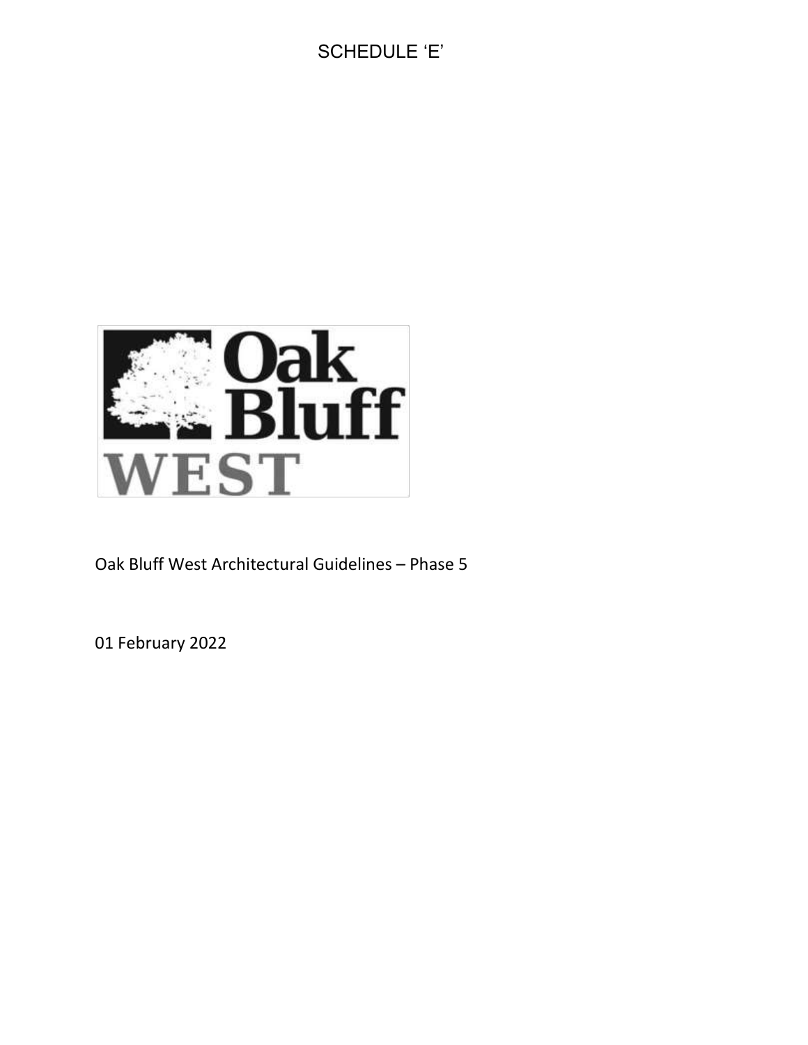SCHEDULE 'E'

Oak Bluff WEST

Oak Bluff West Architectural Guidelines – Phase 5

01 February 2022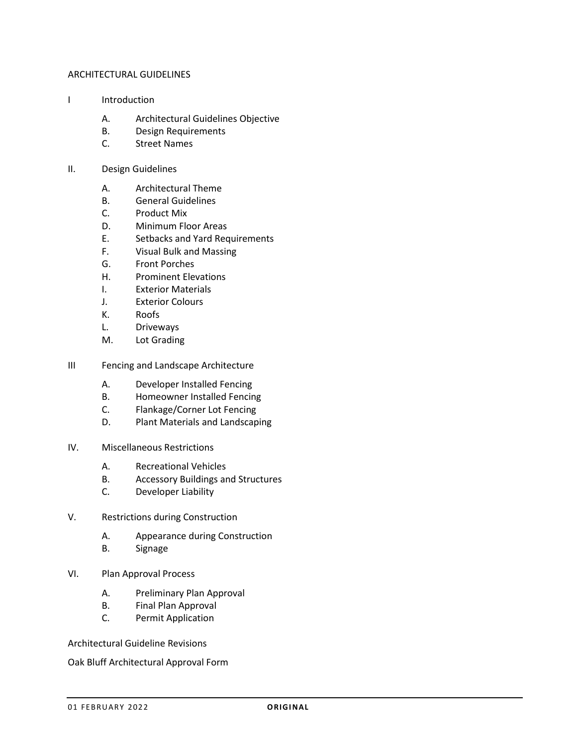ARCHITECTURAL GUIDELINES

I Introduction

- A. Architectural Guidelines Objective
- B. Design Requirements
- C. Street Names

II. Design Guidelines

- A. Architectural Theme
- B. General Guidelines
- C. Product Mix
- D. Minimum Floor Areas
- E. Setbacks and Yard Requirements
- F. Visual Bulk and Massing
- G. Front Porches
- H. Prominent Elevations
- I. Exterior Materials
- J. Exterior Colours
- K. Roofs
- L. Driveways
- M. Lot Grading

III Fencing and Landscape Architecture

- A. Developer Installed Fencing
- B. Homeowner Installed Fencing
- C. Flankage/Corner Lot Fencing
- D. Plant Materials and Landscaping

IV. Miscellaneous Restrictions

- A. Recreational Vehicles
- B. Accessory Buildings and Structures
- C. Developer Liability

V. Restrictions during Construction

- A. Appearance during Construction
- B. Signage

VI. Plan Approval Process

- A. Preliminary Plan Approval
- B. Final Plan Approval
- C. Permit Application

Architectural Guideline Revisions

Oak Bluff Architectural Approval Form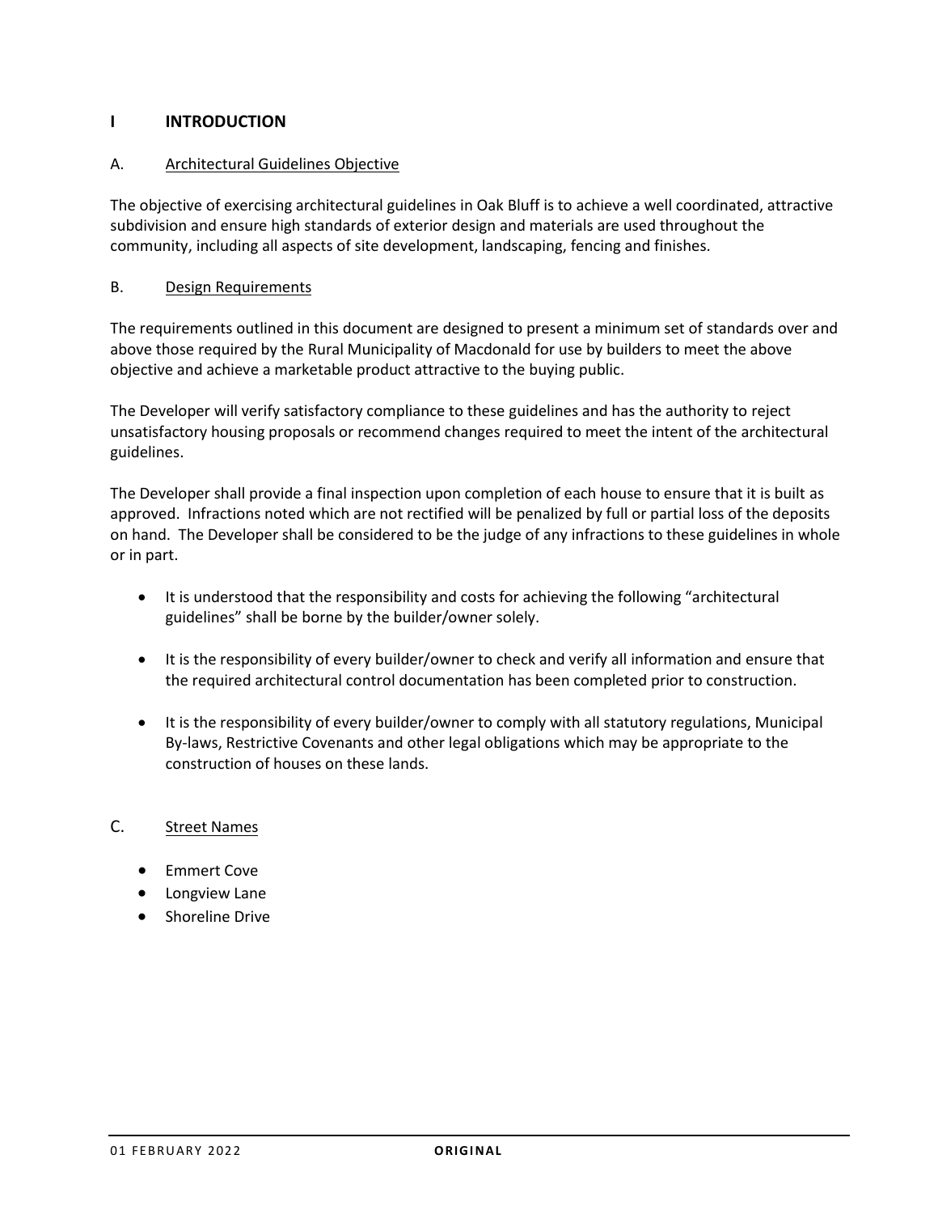# I INTRODUCTION

## A. Architectural Guidelines Objective

The objective of exercising architectural guidelines in Oak Bluff is to achieve a well coordinated, attractive subdivision and ensure high standards of exterior design and materials are used throughout the community, including all aspects of site development, landscaping, fencing and finishes.

## B. Design Requirements

The requirements outlined in this document are designed to present a minimum set of standards over and above those required by the Rural Municipality of Macdonald for use by builders to meet the above objective and achieve a marketable product attractive to the buying public.

The Developer will verify satisfactory compliance to these guidelines and has the authority to reject unsatisfactory housing proposals or recommend changes required to meet the intent of the architectural guidelines.

The Developer shall provide a final inspection upon completion of each house to ensure that it is built as approved. Infractions noted which are not rectified will be penalized by full or partial loss of the deposits on hand. The Developer shall be considered to be the judge of any infractions to these guidelines in whole or in part.

- It is understood that the responsibility and costs for achieving the following "architectural guidelines" shall be borne by the builder/owner solely.
- It is the responsibility of every builder/owner to check and verify all information and ensure that the required architectural control documentation has been completed prior to construction.
- It is the responsibility of every builder/owner to comply with all statutory regulations, Municipal By-laws, Restrictive Covenants and other legal obligations which may be appropriate to the construction of houses on these lands.

## C. Street Names

- Emmert Cove
- Longview Lane
- Shoreline Drive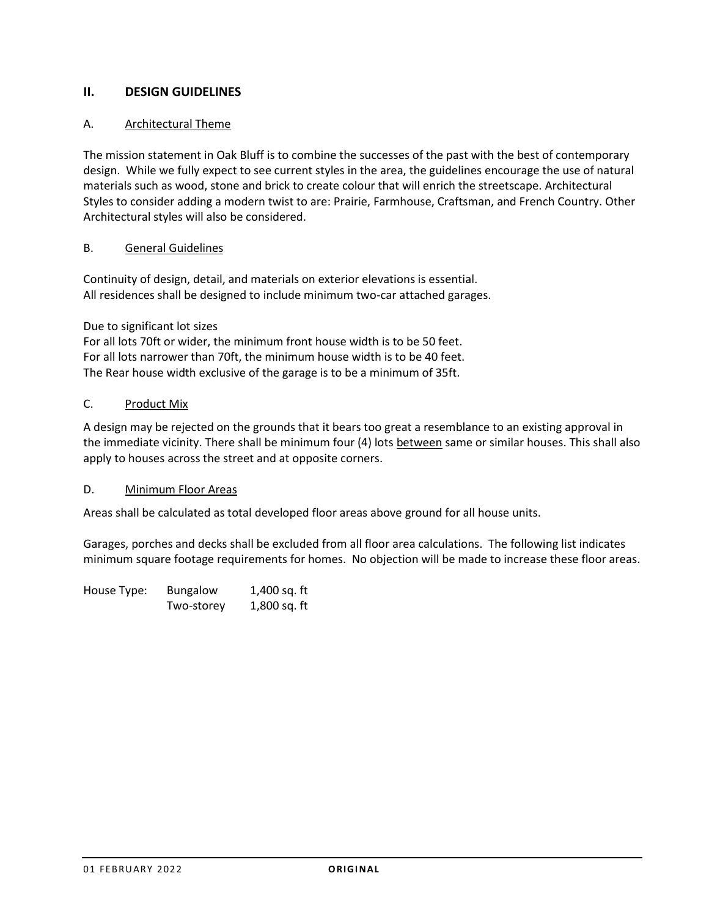## II. DESIGN GUIDELINES

### A. <u>Architectural Theme</u>

The mission statement in Oak Bluff is to combine the successes of the past with the best of contemporary design. While we fully expect to see current styles in the area, the guidelines encourage the use of natural materials such as wood, stone and brick to create colour that will enrich the streetscape. Architectural Styles to consider adding a modern twist to are: Prairie, Farmhouse, Craftsman, and French Country. Other Architectural styles will also be considered.

### B. <u>General Guidelines</u>

Continuity of design, detail, and materials on exterior elevations is essential.
All residences shall be designed to include minimum two-car attached garages.

Due to significant lot sizes
For all lots 70ft or wider, the minimum front house width is to be 50 feet.
For all lots narrower than 70ft, the minimum house width is to be 40 feet.
The Rear house width exclusive of the garage is to be a minimum of 35ft.

### C. <u>Product Mix</u>

A design may be rejected on the grounds that it bears too great a resemblance to an existing approval in the immediate vicinity. There shall be minimum four (4) lots <u>between</u> same or similar houses. This shall also apply to houses across the street and at opposite corners.

### D. <u>Minimum Floor Areas</u>

Areas shall be calculated as total developed floor areas above ground for all house units.

Garages, porches and decks shall be excluded from all floor area calculations. The following list indicates minimum square footage requirements for homes. No objection will be made to increase these floor areas.

| House Type: | Bungalow | 1,400 sq. ft |
|---|---|---|
| | Two-storey | 1,800 sq. ft |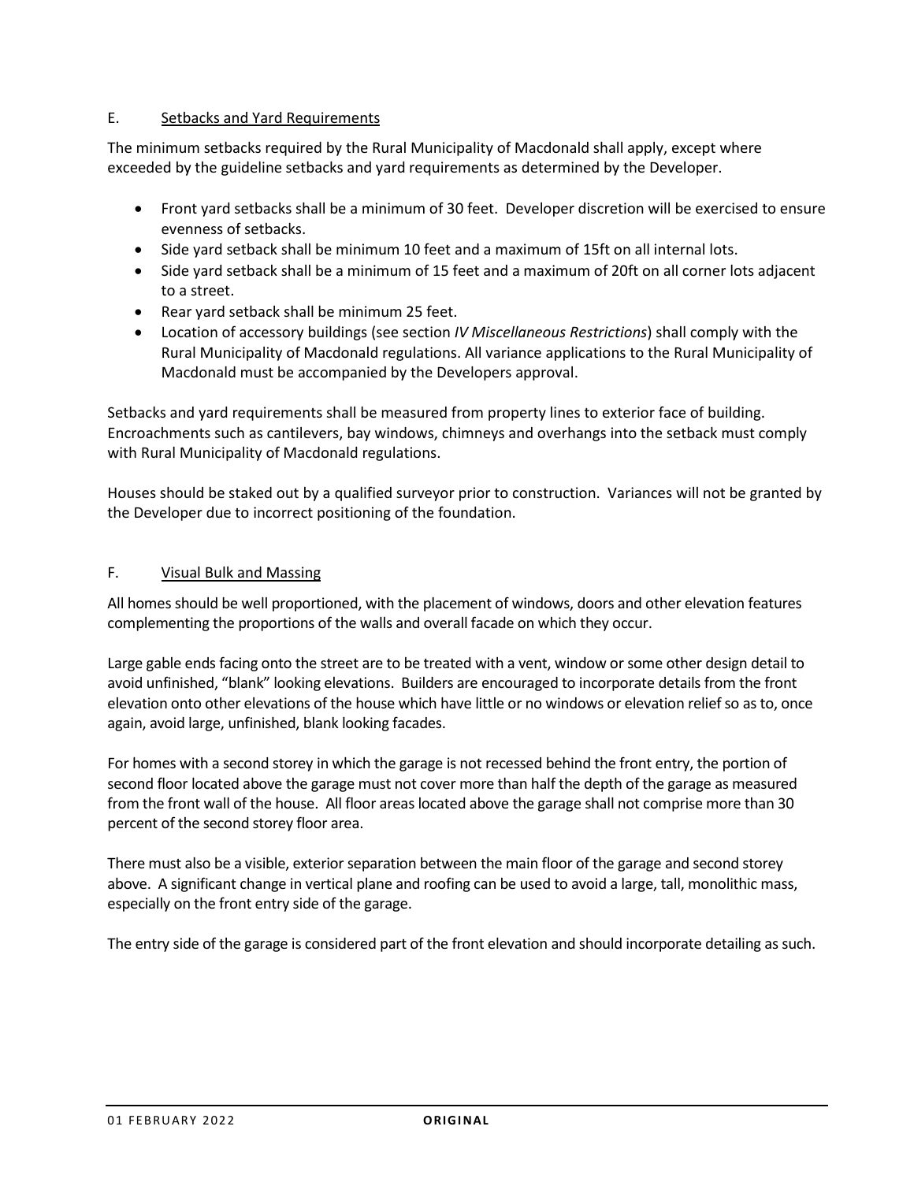## E. Setbacks and Yard Requirements

The minimum setbacks required by the Rural Municipality of Macdonald shall apply, except where exceeded by the guideline setbacks and yard requirements as determined by the Developer.

- Front yard setbacks shall be a minimum of 30 feet. Developer discretion will be exercised to ensure evenness of setbacks.
- Side yard setback shall be minimum 10 feet and a maximum of 15ft on all internal lots.
- Side yard setback shall be a minimum of 15 feet and a maximum of 20ft on all corner lots adjacent to a street.
- Rear yard setback shall be minimum 25 feet.
- Location of accessory buildings (see section *IV Miscellaneous Restrictions*) shall comply with the Rural Municipality of Macdonald regulations. All variance applications to the Rural Municipality of Macdonald must be accompanied by the Developers approval.

Setbacks and yard requirements shall be measured from property lines to exterior face of building. Encroachments such as cantilevers, bay windows, chimneys and overhangs into the setback must comply with Rural Municipality of Macdonald regulations.

Houses should be staked out by a qualified surveyor prior to construction. Variances will not be granted by the Developer due to incorrect positioning of the foundation.

## F. Visual Bulk and Massing

All homes should be well proportioned, with the placement of windows, doors and other elevation features complementing the proportions of the walls and overall facade on which they occur.

Large gable ends facing onto the street are to be treated with a vent, window or some other design detail to avoid unfinished, "blank" looking elevations. Builders are encouraged to incorporate details from the front elevation onto other elevations of the house which have little or no windows or elevation relief so as to, once again, avoid large, unfinished, blank looking facades.

For homes with a second storey in which the garage is not recessed behind the front entry, the portion of second floor located above the garage must not cover more than half the depth of the garage as measured from the front wall of the house. All floor areas located above the garage shall not comprise more than 30 percent of the second storey floor area.

There must also be a visible, exterior separation between the main floor of the garage and second storey above. A significant change in vertical plane and roofing can be used to avoid a large, tall, monolithic mass, especially on the front entry side of the garage.

The entry side of the garage is considered part of the front elevation and should incorporate detailing as such.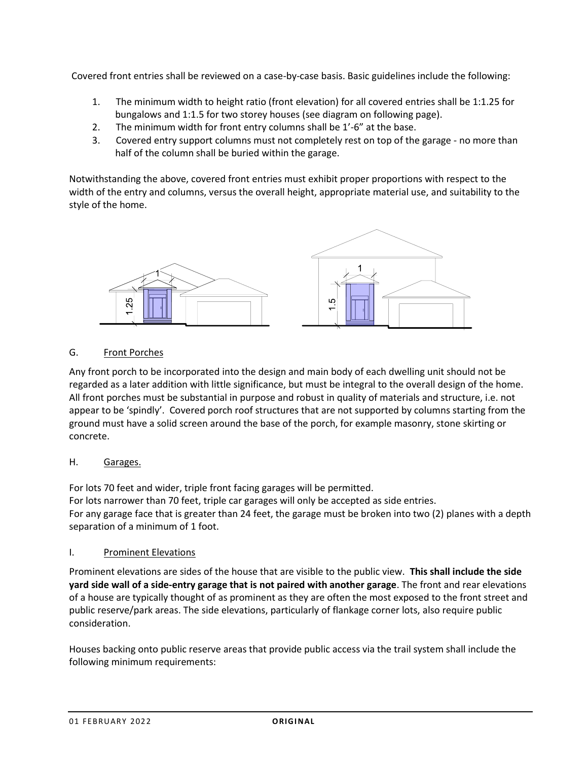Covered front entries shall be reviewed on a case-by-case basis. Basic guidelines include the following:

1. The minimum width to height ratio (front elevation) for all covered entries shall be 1:1.25 for bungalows and 1:1.5 for two storey houses (see diagram on following page).
2. The minimum width for front entry columns shall be 1'-6" at the base.
3. Covered entry support columns must not completely rest on top of the garage - no more than half of the column shall be buried within the garage.

Notwithstanding the above, covered front entries must exhibit proper proportions with respect to the width of the entry and columns, versus the overall height, appropriate material use, and suitability to the style of the home.

## G. Front Porches

Any front porch to be incorporated into the design and main body of each dwelling unit should not be regarded as a later addition with little significance, but must be integral to the overall design of the home. All front porches must be substantial in purpose and robust in quality of materials and structure, i.e. not appear to be 'spindly'. Covered porch roof structures that are not supported by columns starting from the ground must have a solid screen around the base of the porch, for example masonry, stone skirting or concrete.

## H. Garages.

For lots 70 feet and wider, triple front facing garages will be permitted.
For lots narrower than 70 feet, triple car garages will only be accepted as side entries.
For any garage face that is greater than 24 feet, the garage must be broken into two (2) planes with a depth separation of a minimum of 1 foot.

## I. Prominent Elevations

Prominent elevations are sides of the house that are visible to the public view. **This shall include the side yard side wall of a side-entry garage that is not paired with another garage**. The front and rear elevations of a house are typically thought of as prominent as they are often the most exposed to the front street and public reserve/park areas. The side elevations, particularly of flankage corner lots, also require public consideration.

Houses backing onto public reserve areas that provide public access via the trail system shall include the following minimum requirements: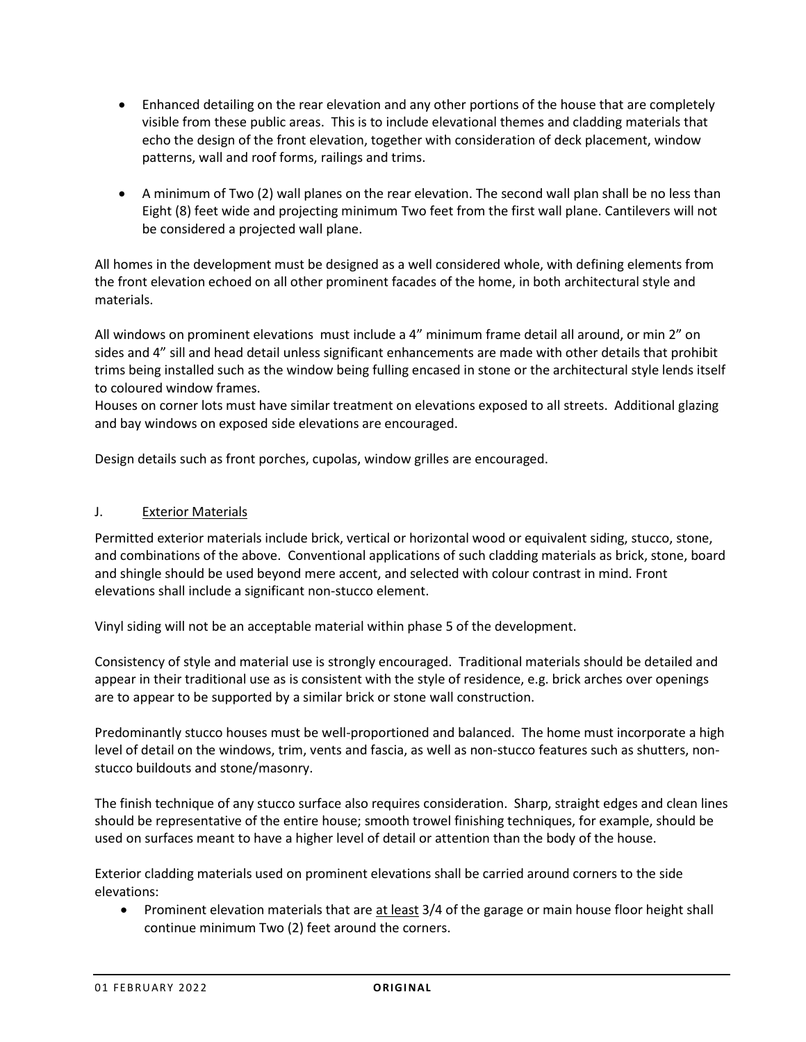- Enhanced detailing on the rear elevation and any other portions of the house that are completely visible from these public areas. This is to include elevational themes and cladding materials that echo the design of the front elevation, together with consideration of deck placement, window patterns, wall and roof forms, railings and trims.
- A minimum of Two (2) wall planes on the rear elevation. The second wall plan shall be no less than Eight (8) feet wide and projecting minimum Two feet from the first wall plane. Cantilevers will not be considered a projected wall plane.

All homes in the development must be designed as a well considered whole, with defining elements from the front elevation echoed on all other prominent facades of the home, in both architectural style and materials.

All windows on prominent elevations must include a 4" minimum frame detail all around, or min 2" on sides and 4" sill and head detail unless significant enhancements are made with other details that prohibit trims being installed such as the window being fulling encased in stone or the architectural style lends itself to coloured window frames.
Houses on corner lots must have similar treatment on elevations exposed to all streets. Additional glazing and bay windows on exposed side elevations are encouraged.

Design details such as front porches, cupolas, window grilles are encouraged.

## J. Exterior Materials

Permitted exterior materials include brick, vertical or horizontal wood or equivalent siding, stucco, stone, and combinations of the above. Conventional applications of such cladding materials as brick, stone, board and shingle should be used beyond mere accent, and selected with colour contrast in mind. Front elevations shall include a significant non-stucco element.

Vinyl siding will not be an acceptable material within phase 5 of the development.

Consistency of style and material use is strongly encouraged. Traditional materials should be detailed and appear in their traditional use as is consistent with the style of residence, e.g. brick arches over openings are to appear to be supported by a similar brick or stone wall construction.

Predominantly stucco houses must be well-proportioned and balanced. The home must incorporate a high level of detail on the windows, trim, vents and fascia, as well as non-stucco features such as shutters, non-stucco buildouts and stone/masonry.

The finish technique of any stucco surface also requires consideration. Sharp, straight edges and clean lines should be representative of the entire house; smooth trowel finishing techniques, for example, should be used on surfaces meant to have a higher level of detail or attention than the body of the house.

Exterior cladding materials used on prominent elevations shall be carried around corners to the side elevations:

- Prominent elevation materials that are <u>at least</u> 3/4 of the garage or main house floor height shall continue minimum Two (2) feet around the corners.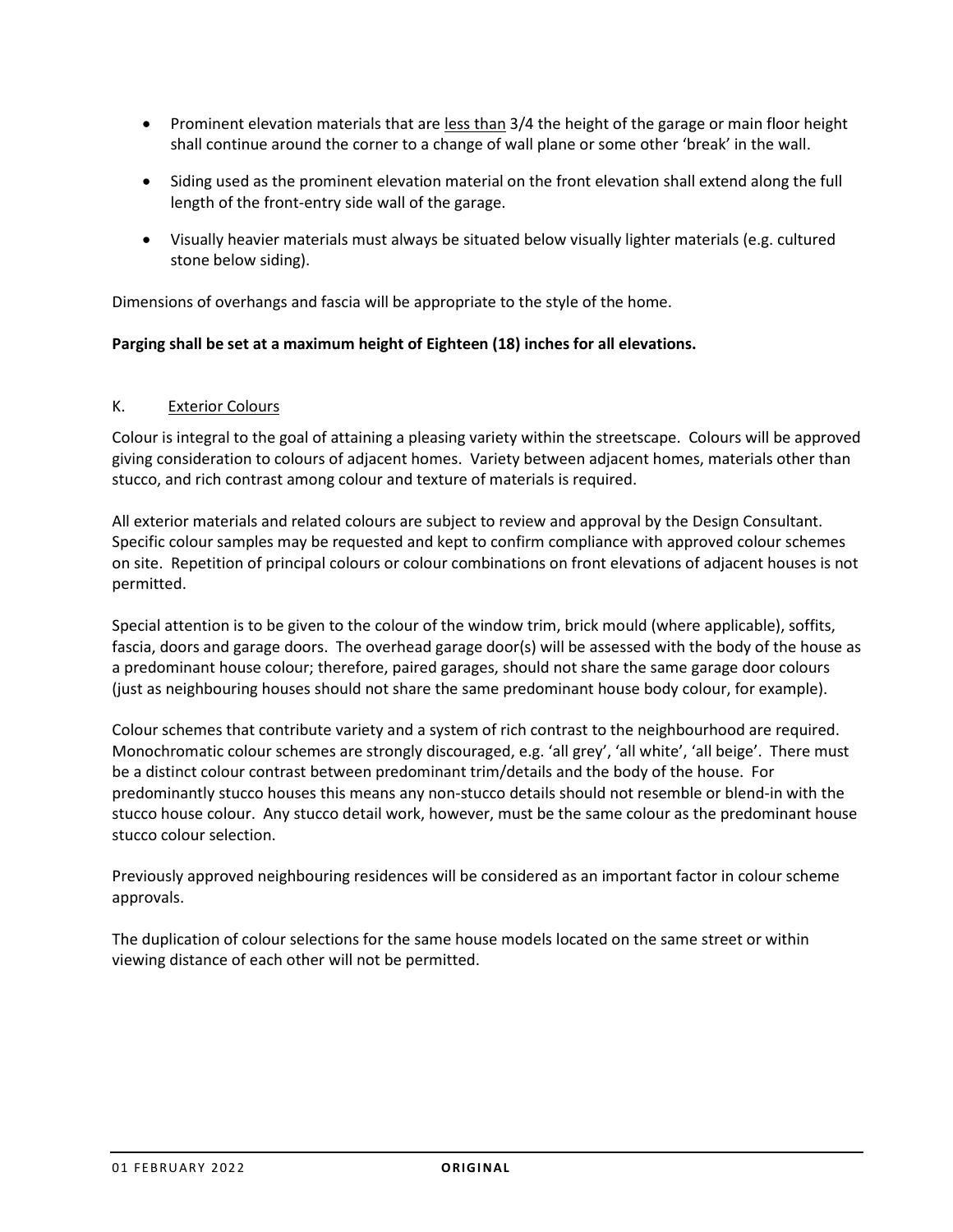- Prominent elevation materials that are <u>less than</u> 3/4 the height of the garage or main floor height shall continue around the corner to a change of wall plane or some other 'break' in the wall.
- Siding used as the prominent elevation material on the front elevation shall extend along the full length of the front-entry side wall of the garage.
- Visually heavier materials must always be situated below visually lighter materials (e.g. cultured stone below siding).

Dimensions of overhangs and fascia will be appropriate to the style of the home.

**Parging shall be set at a maximum height of Eighteen (18) inches for all elevations.**

### K. <u>Exterior Colours</u>

Colour is integral to the goal of attaining a pleasing variety within the streetscape. Colours will be approved giving consideration to colours of adjacent homes. Variety between adjacent homes, materials other than stucco, and rich contrast among colour and texture of materials is required.

All exterior materials and related colours are subject to review and approval by the Design Consultant. Specific colour samples may be requested and kept to confirm compliance with approved colour schemes on site. Repetition of principal colours or colour combinations on front elevations of adjacent houses is not permitted.

Special attention is to be given to the colour of the window trim, brick mould (where applicable), soffits, fascia, doors and garage doors. The overhead garage door(s) will be assessed with the body of the house as a predominant house colour; therefore, paired garages, should not share the same garage door colours (just as neighbouring houses should not share the same predominant house body colour, for example).

Colour schemes that contribute variety and a system of rich contrast to the neighbourhood are required. Monochromatic colour schemes are strongly discouraged, e.g. 'all grey', 'all white', 'all beige'. There must be a distinct colour contrast between predominant trim/details and the body of the house. For predominantly stucco houses this means any non-stucco details should not resemble or blend-in with the stucco house colour. Any stucco detail work, however, must be the same colour as the predominant house stucco colour selection.

Previously approved neighbouring residences will be considered as an important factor in colour scheme approvals.

The duplication of colour selections for the same house models located on the same street or within viewing distance of each other will not be permitted.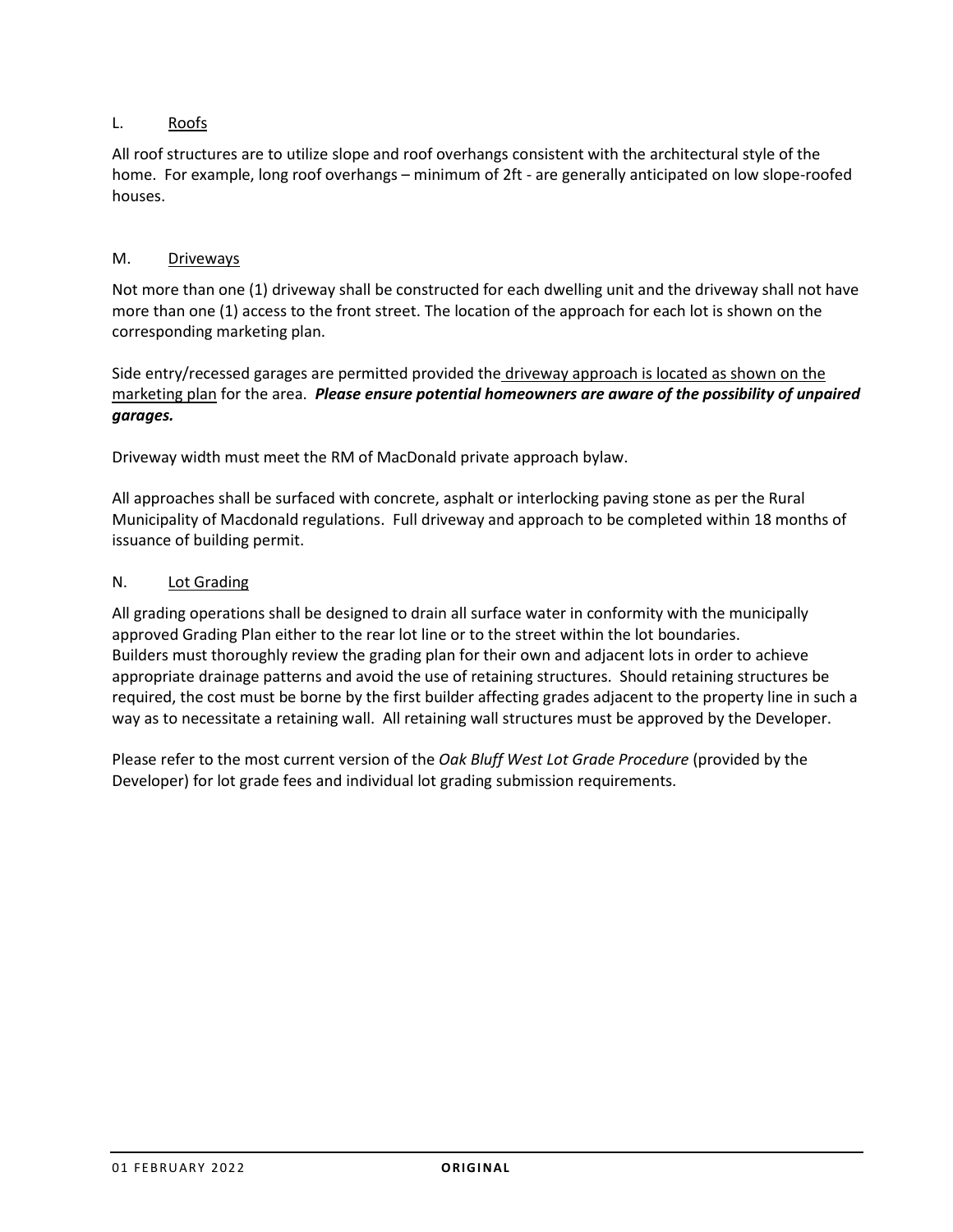### L. Roofs

All roof structures are to utilize slope and roof overhangs consistent with the architectural style of the home. For example, long roof overhangs – minimum of 2ft - are generally anticipated on low slope-roofed houses.

### M. Driveways

Not more than one (1) driveway shall be constructed for each dwelling unit and the driveway shall not have more than one (1) access to the front street. The location of the approach for each lot is shown on the corresponding marketing plan.

Side entry/recessed garages are permitted provided the driveway approach is located as shown on the marketing plan for the area. ***Please ensure potential homeowners are aware of the possibility of unpaired garages.***

Driveway width must meet the RM of MacDonald private approach bylaw.

All approaches shall be surfaced with concrete, asphalt or interlocking paving stone as per the Rural Municipality of Macdonald regulations. Full driveway and approach to be completed within 18 months of issuance of building permit.

### N. Lot Grading

All grading operations shall be designed to drain all surface water in conformity with the municipally approved Grading Plan either to the rear lot line or to the street within the lot boundaries. Builders must thoroughly review the grading plan for their own and adjacent lots in order to achieve appropriate drainage patterns and avoid the use of retaining structures. Should retaining structures be required, the cost must be borne by the first builder affecting grades adjacent to the property line in such a way as to necessitate a retaining wall. All retaining wall structures must be approved by the Developer.

Please refer to the most current version of the *Oak Bluff West Lot Grade Procedure* (provided by the Developer) for lot grade fees and individual lot grading submission requirements.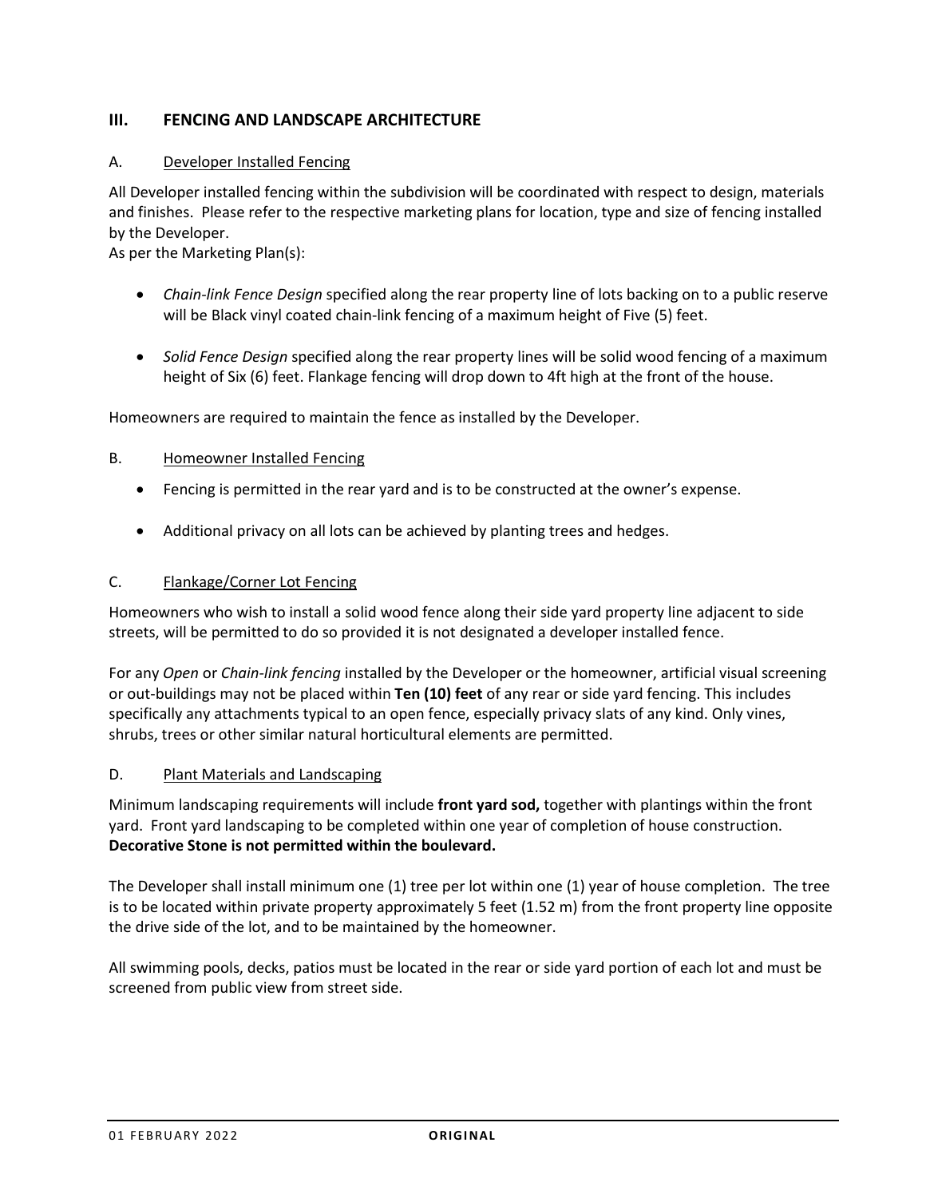## III. FENCING AND LANDSCAPE ARCHITECTURE

### A. Developer Installed Fencing

All Developer installed fencing within the subdivision will be coordinated with respect to design, materials and finishes. Please refer to the respective marketing plans for location, type and size of fencing installed by the Developer.
As per the Marketing Plan(s):

- *Chain-link Fence Design* specified along the rear property line of lots backing on to a public reserve will be Black vinyl coated chain-link fencing of a maximum height of Five (5) feet.
- *Solid Fence Design* specified along the rear property lines will be solid wood fencing of a maximum height of Six (6) feet. Flankage fencing will drop down to 4ft high at the front of the house.

Homeowners are required to maintain the fence as installed by the Developer.

### B. Homeowner Installed Fencing

- Fencing is permitted in the rear yard and is to be constructed at the owner's expense.
- Additional privacy on all lots can be achieved by planting trees and hedges.

### C. Flankage/Corner Lot Fencing

Homeowners who wish to install a solid wood fence along their side yard property line adjacent to side streets, will be permitted to do so provided it is not designated a developer installed fence.

For any *Open* or *Chain-link fencing* installed by the Developer or the homeowner, artificial visual screening or out-buildings may not be placed within **Ten (10) feet** of any rear or side yard fencing. This includes specifically any attachments typical to an open fence, especially privacy slats of any kind. Only vines, shrubs, trees or other similar natural horticultural elements are permitted.

### D. Plant Materials and Landscaping

Minimum landscaping requirements will include **front yard sod,** together with plantings within the front yard. Front yard landscaping to be completed within one year of completion of house construction. **Decorative Stone is not permitted within the boulevard.**

The Developer shall install minimum one (1) tree per lot within one (1) year of house completion. The tree is to be located within private property approximately 5 feet (1.52 m) from the front property line opposite the drive side of the lot, and to be maintained by the homeowner.

All swimming pools, decks, patios must be located in the rear or side yard portion of each lot and must be screened from public view from street side.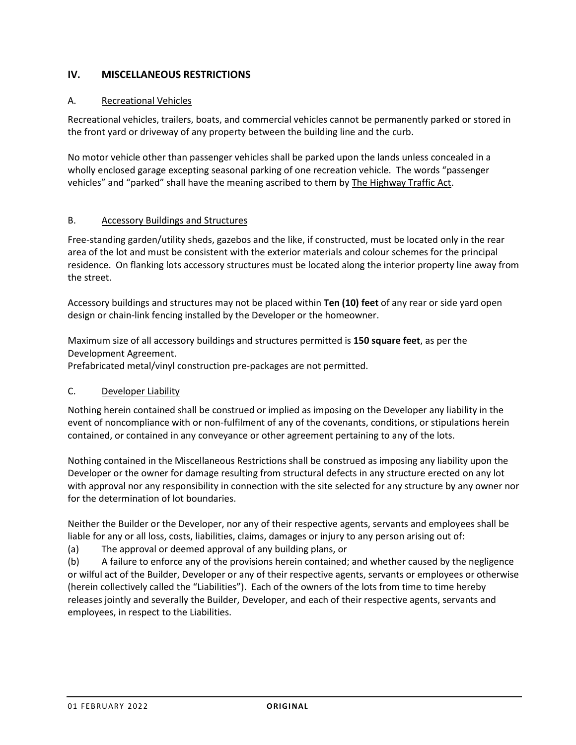## IV. MISCELLANEOUS RESTRICTIONS

### A. Recreational Vehicles

Recreational vehicles, trailers, boats, and commercial vehicles cannot be permanently parked or stored in the front yard or driveway of any property between the building line and the curb.

No motor vehicle other than passenger vehicles shall be parked upon the lands unless concealed in a wholly enclosed garage excepting seasonal parking of one recreation vehicle. The words "passenger vehicles" and "parked" shall have the meaning ascribed to them by The Highway Traffic Act.

### B. Accessory Buildings and Structures

Free-standing garden/utility sheds, gazebos and the like, if constructed, must be located only in the rear area of the lot and must be consistent with the exterior materials and colour schemes for the principal residence. On flanking lots accessory structures must be located along the interior property line away from the street.

Accessory buildings and structures may not be placed within **Ten (10) feet** of any rear or side yard open design or chain-link fencing installed by the Developer or the homeowner.

Maximum size of all accessory buildings and structures permitted is **150 square feet**, as per the Development Agreement.
Prefabricated metal/vinyl construction pre-packages are not permitted.

### C. Developer Liability

Nothing herein contained shall be construed or implied as imposing on the Developer any liability in the event of noncompliance with or non-fulfilment of any of the covenants, conditions, or stipulations herein contained, or contained in any conveyance or other agreement pertaining to any of the lots.

Nothing contained in the Miscellaneous Restrictions shall be construed as imposing any liability upon the Developer or the owner for damage resulting from structural defects in any structure erected on any lot with approval nor any responsibility in connection with the site selected for any structure by any owner nor for the determination of lot boundaries.

Neither the Builder or the Developer, nor any of their respective agents, servants and employees shall be liable for any or all loss, costs, liabilities, claims, damages or injury to any person arising out of:

(a) The approval or deemed approval of any building plans, or

(b) A failure to enforce any of the provisions herein contained; and whether caused by the negligence or wilful act of the Builder, Developer or any of their respective agents, servants or employees or otherwise (herein collectively called the "Liabilities"). Each of the owners of the lots from time to time hereby releases jointly and severally the Builder, Developer, and each of their respective agents, servants and employees, in respect to the Liabilities.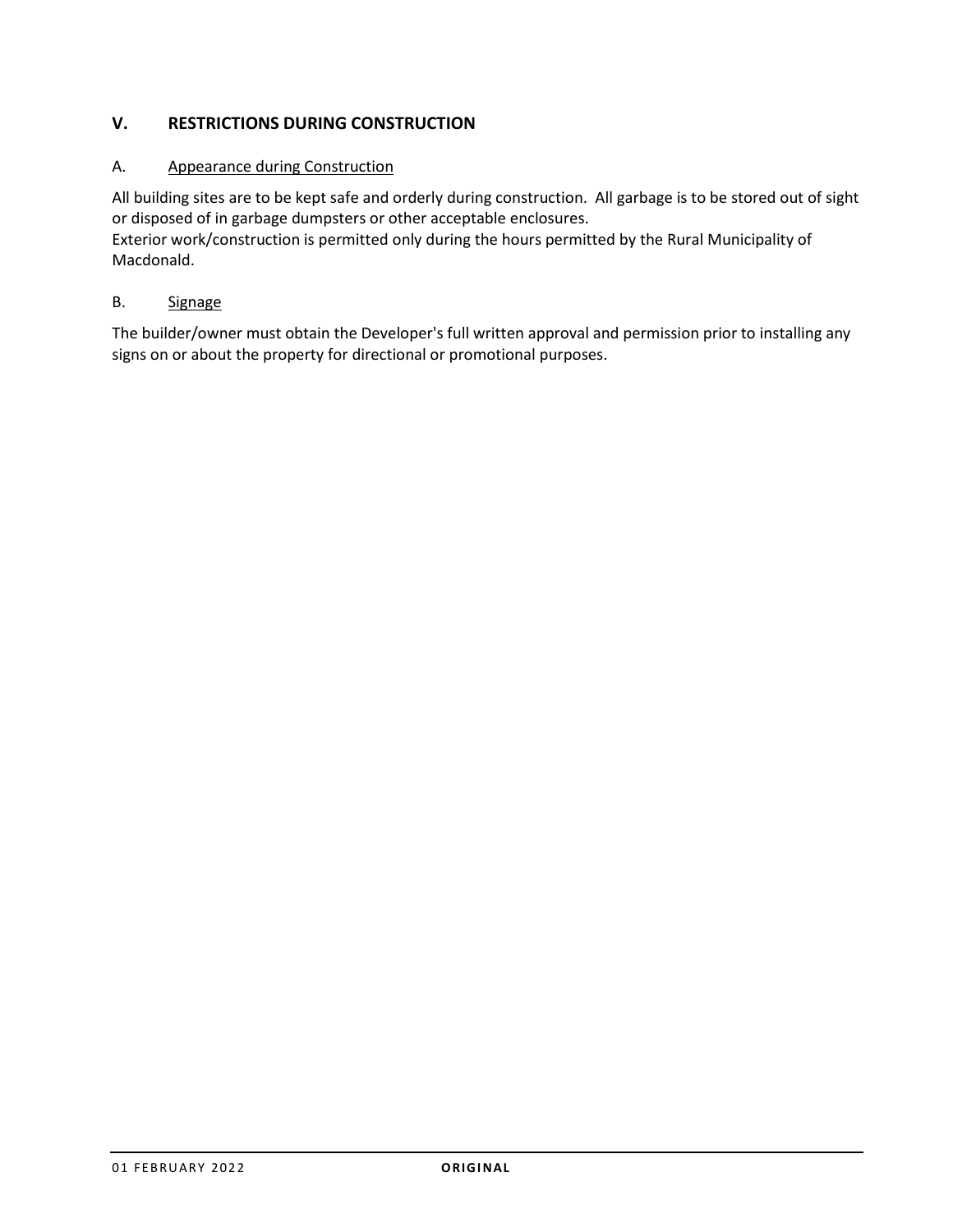## V. RESTRICTIONS DURING CONSTRUCTION

### A. Appearance during Construction

All building sites are to be kept safe and orderly during construction. All garbage is to be stored out of sight or disposed of in garbage dumpsters or other acceptable enclosures.
Exterior work/construction is permitted only during the hours permitted by the Rural Municipality of Macdonald.

### B. Signage

The builder/owner must obtain the Developer's full written approval and permission prior to installing any signs on or about the property for directional or promotional purposes.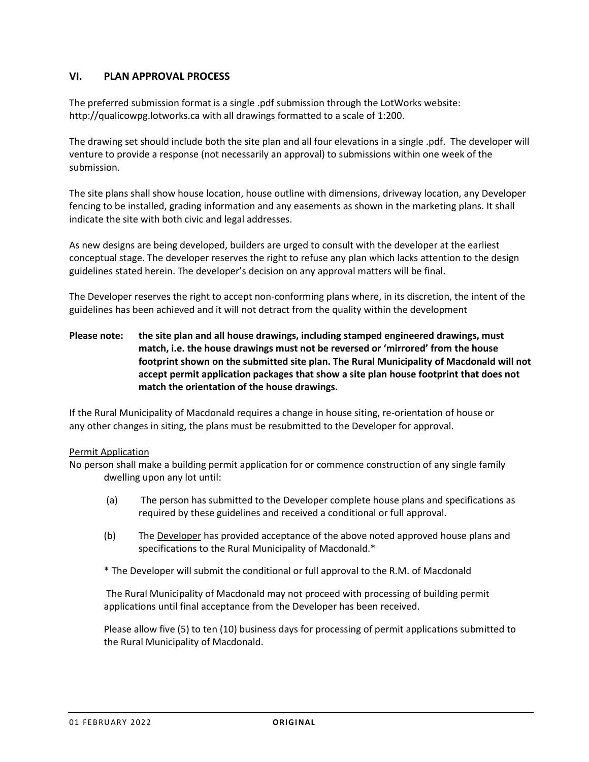## VI. PLAN APPROVAL PROCESS

The preferred submission format is a single .pdf submission through the LotWorks website: http://qualicowpg.lotworks.ca with all drawings formatted to a scale of 1:200.

The drawing set should include both the site plan and all four elevations in a single .pdf. The developer will venture to provide a response (not necessarily an approval) to submissions within one week of the submission.

The site plans shall show house location, house outline with dimensions, driveway location, any Developer fencing to be installed, grading information and any easements as shown in the marketing plans. It shall indicate the site with both civic and legal addresses.

As new designs are being developed, builders are urged to consult with the developer at the earliest conceptual stage. The developer reserves the right to refuse any plan which lacks attention to the design guidelines stated herein. The developer's decision on any approval matters will be final.

The Developer reserves the right to accept non-conforming plans where, in its discretion, the intent of the guidelines has been achieved and it will not detract from the quality within the development

**Please note: the site plan and all house drawings, including stamped engineered drawings, must match, i.e. the house drawings must not be reversed or 'mirrored' from the house footprint shown on the submitted site plan. The Rural Municipality of Macdonald will not accept permit application packages that show a site plan house footprint that does not match the orientation of the house drawings.**

If the Rural Municipality of Macdonald requires a change in house siting, re-orientation of house or any other changes in siting, the plans must be resubmitted to the Developer for approval.

Permit Application

No person shall make a building permit application for or commence construction of any single family dwelling upon any lot until:

(a) The person has submitted to the Developer complete house plans and specifications as required by these guidelines and received a conditional or full approval.

(b) The Developer has provided acceptance of the above noted approved house plans and specifications to the Rural Municipality of Macdonald.*

* The Developer will submit the conditional or full approval to the R.M. of Macdonald

The Rural Municipality of Macdonald may not proceed with processing of building permit applications until final acceptance from the Developer has been received.

Please allow five (5) to ten (10) business days for processing of permit applications submitted to the Rural Municipality of Macdonald.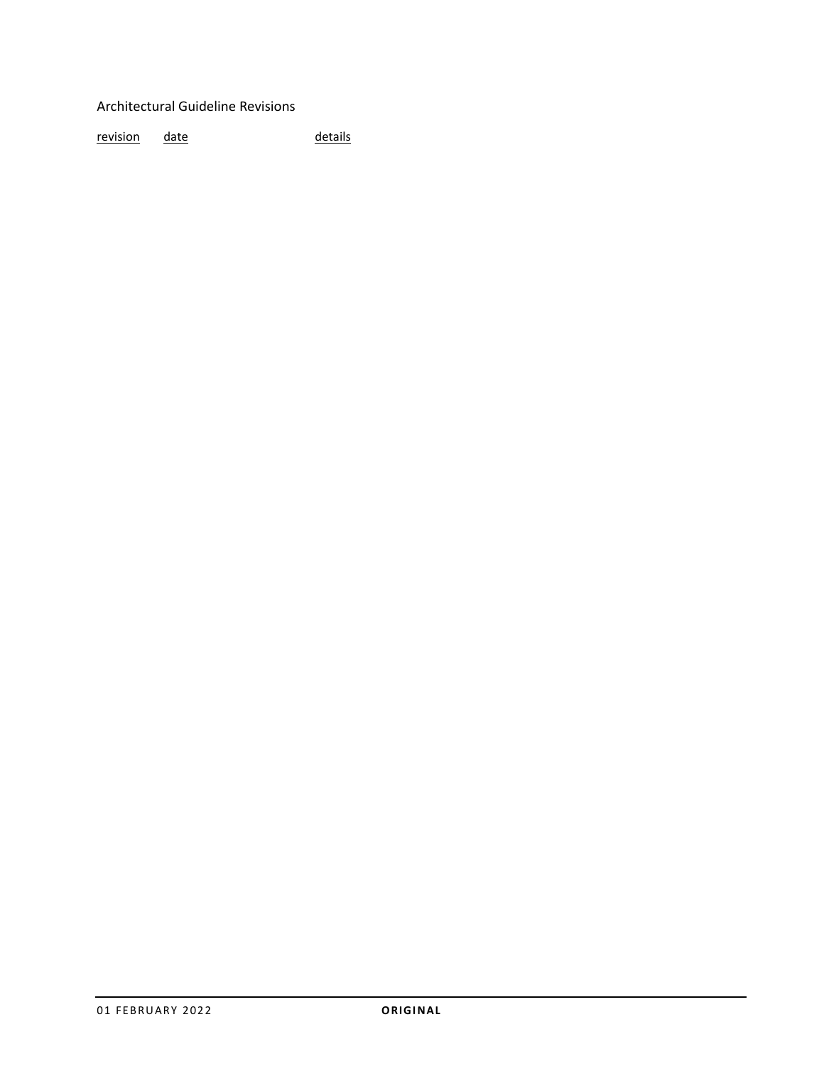Architectural Guideline Revisions

| revision | date | details |
| --- | --- | --- |